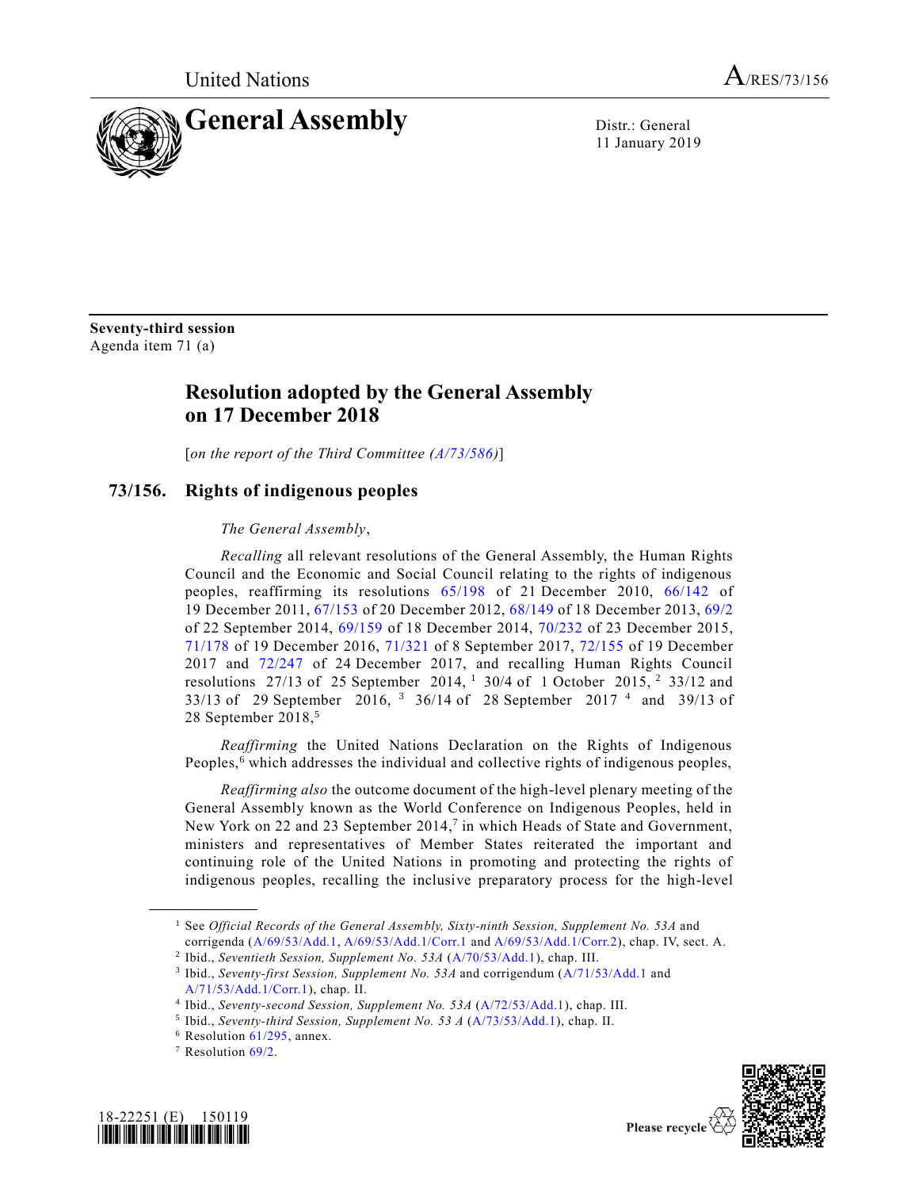United Nations A/RES/73/156

# General Assembly

Distr.: General
11 January 2019

**Seventy-third session**
Agenda item 71 (a)

## Resolution adopted by the General Assembly on 17 December 2018

[*on the report of the Third Committee (A/73/586)*]

### 73/156. Rights of indigenous peoples

*The General Assembly*,

*Recalling* all relevant resolutions of the General Assembly, the Human Rights Council and the Economic and Social Council relating to the rights of indigenous peoples, reaffirming its resolutions 65/198 of 21 December 2010, 66/142 of 19 December 2011, 67/153 of 20 December 2012, 68/149 of 18 December 2013, 69/2 of 22 September 2014, 69/159 of 18 December 2014, 70/232 of 23 December 2015, 71/178 of 19 December 2016, 71/321 of 8 September 2017, 72/155 of 19 December 2017 and 72/247 of 24 December 2017, and recalling Human Rights Council resolutions 27/13 of 25 September 2014,[1] 30/4 of 1 October 2015,[2] 33/12 and 33/13 of 29 September 2016,[3] 36/14 of 28 September 2017[4] and 39/13 of 28 September 2018,[5]

*Reaffirming* the United Nations Declaration on the Rights of Indigenous Peoples,[6] which addresses the individual and collective rights of indigenous peoples,

*Reaffirming also* the outcome document of the high-level plenary meeting of the General Assembly known as the World Conference on Indigenous Peoples, held in New York on 22 and 23 September 2014,[7] in which Heads of State and Government, ministers and representatives of Member States reiterated the important and continuing role of the United Nations in promoting and protecting the rights of indigenous peoples, recalling the inclusive preparatory process for the high-level

---

[1] See *Official Records of the General Assembly, Sixty-ninth Session, Supplement No. 53A* and corrigenda (A/69/53/Add.1, A/69/53/Add.1/Corr.1 and A/69/53/Add.1/Corr.2), chap. IV, sect. A.

[2] Ibid., *Seventieth Session, Supplement No. 53A* (A/70/53/Add.1), chap. III.

[3] Ibid., *Seventy-first Session, Supplement No. 53A* and corrigendum (A/71/53/Add.1 and A/71/53/Add.1/Corr.1), chap. II.

[4] Ibid., *Seventy-second Session, Supplement No. 53A* (A/72/53/Add.1), chap. III.

[5] Ibid., *Seventy-third Session, Supplement No. 53 A* (A/73/53/Add.1), chap. II.

[6] Resolution 61/295, annex.

[7] Resolution 69/2.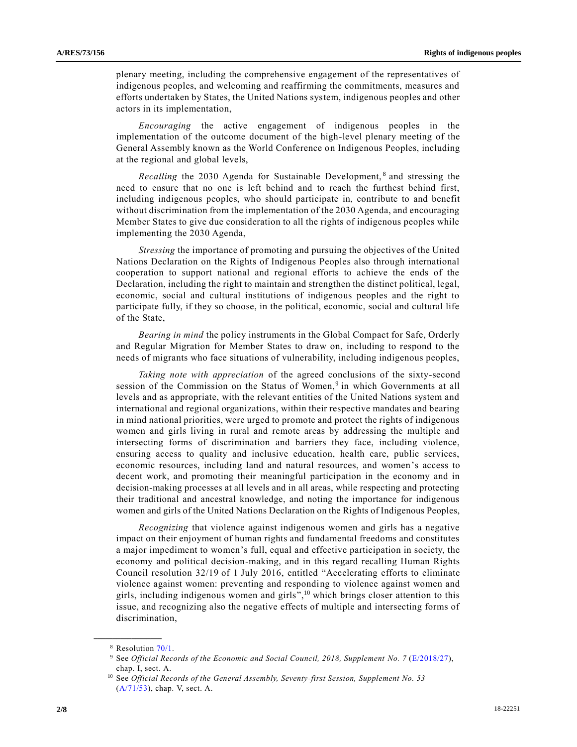plenary meeting, including the comprehensive engagement of the representatives of indigenous peoples, and welcoming and reaffirming the commitments, measures and efforts undertaken by States, the United Nations system, indigenous peoples and other actors in its implementation,

*Encouraging* the active engagement of indigenous peoples in the implementation of the outcome document of the high-level plenary meeting of the General Assembly known as the World Conference on Indigenous Peoples, including at the regional and global levels,

*Recalling* the 2030 Agenda for Sustainable Development,[8] and stressing the need to ensure that no one is left behind and to reach the furthest behind first, including indigenous peoples, who should participate in, contribute to and benefit without discrimination from the implementation of the 2030 Agenda, and encouraging Member States to give due consideration to all the rights of indigenous peoples while implementing the 2030 Agenda,

*Stressing* the importance of promoting and pursuing the objectives of the United Nations Declaration on the Rights of Indigenous Peoples also through international cooperation to support national and regional efforts to achieve the ends of the Declaration, including the right to maintain and strengthen the distinct political, legal, economic, social and cultural institutions of indigenous peoples and the right to participate fully, if they so choose, in the political, economic, social and cultural life of the State,

*Bearing in mind* the policy instruments in the Global Compact for Safe, Orderly and Regular Migration for Member States to draw on, including to respond to the needs of migrants who face situations of vulnerability, including indigenous peoples,

*Taking note with appreciation* of the agreed conclusions of the sixty-second session of the Commission on the Status of Women,[9] in which Governments at all levels and as appropriate, with the relevant entities of the United Nations system and international and regional organizations, within their respective mandates and bearing in mind national priorities, were urged to promote and protect the rights of indigenous women and girls living in rural and remote areas by addressing the multiple and intersecting forms of discrimination and barriers they face, including violence, ensuring access to quality and inclusive education, health care, public services, economic resources, including land and natural resources, and women's access to decent work, and promoting their meaningful participation in the economy and in decision-making processes at all levels and in all areas, while respecting and protecting their traditional and ancestral knowledge, and noting the importance for indigenous women and girls of the United Nations Declaration on the Rights of Indigenous Peoples,

*Recognizing* that violence against indigenous women and girls has a negative impact on their enjoyment of human rights and fundamental freedoms and constitutes a major impediment to women's full, equal and effective participation in society, the economy and political decision-making, and in this regard recalling Human Rights Council resolution 32/19 of 1 July 2016, entitled "Accelerating efforts to eliminate violence against women: preventing and responding to violence against women and girls, including indigenous women and girls",[10] which brings closer attention to this issue, and recognizing also the negative effects of multiple and intersecting forms of discrimination,

---

[8] Resolution 70/1.

[9] See *Official Records of the Economic and Social Council, 2018, Supplement No. 7* (E/2018/27), chap. I, sect. A.

[10] See *Official Records of the General Assembly, Seventy-first Session, Supplement No. 53* (A/71/53), chap. V, sect. A.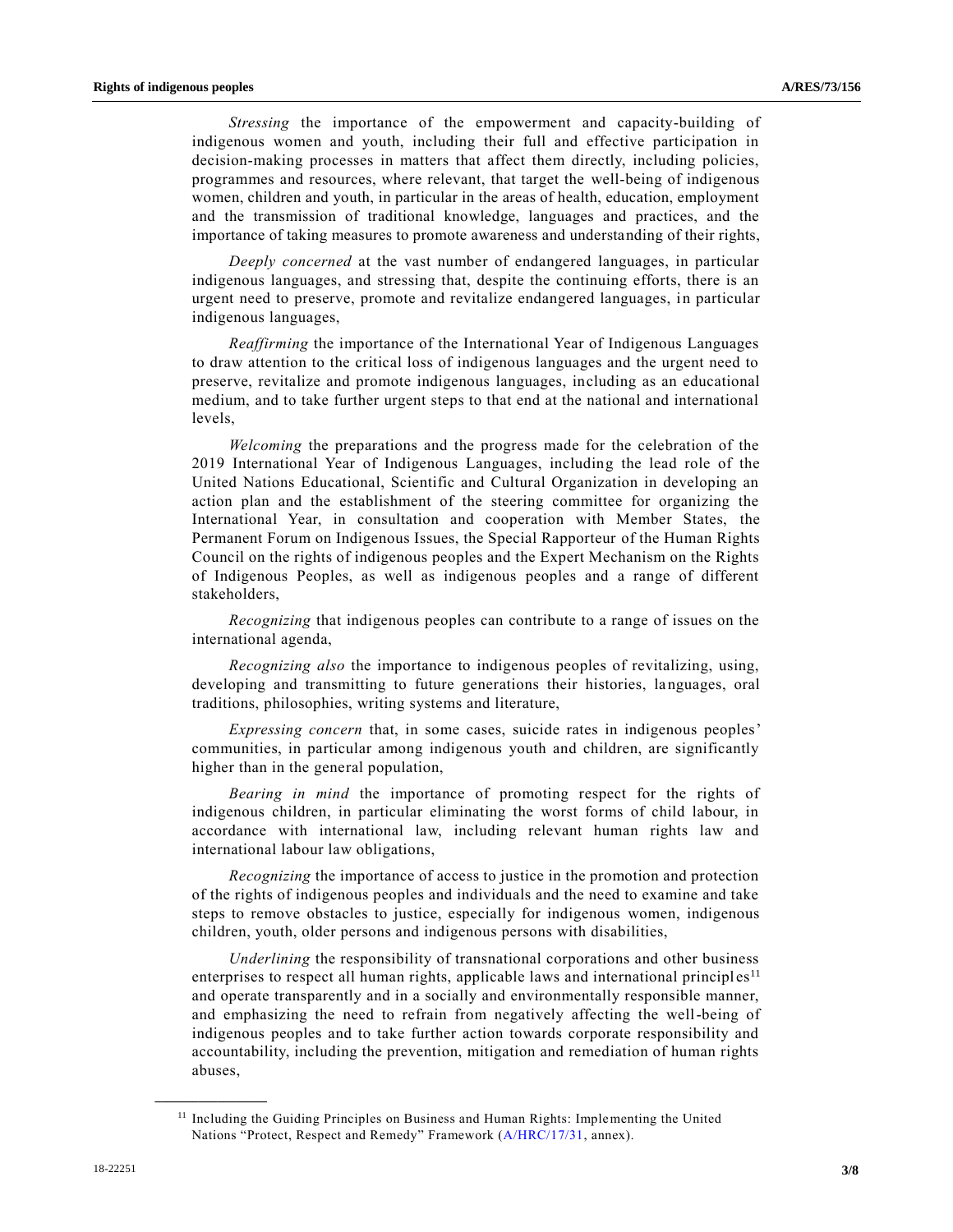*Stressing* the importance of the empowerment and capacity-building of indigenous women and youth, including their full and effective participation in decision-making processes in matters that affect them directly, including policies, programmes and resources, where relevant, that target the well-being of indigenous women, children and youth, in particular in the areas of health, education, employment and the transmission of traditional knowledge, languages and practices, and the importance of taking measures to promote awareness and understanding of their rights,

*Deeply concerned* at the vast number of endangered languages, in particular indigenous languages, and stressing that, despite the continuing efforts, there is an urgent need to preserve, promote and revitalize endangered languages, in particular indigenous languages,

*Reaffirming* the importance of the International Year of Indigenous Languages to draw attention to the critical loss of indigenous languages and the urgent need to preserve, revitalize and promote indigenous languages, including as an educational medium, and to take further urgent steps to that end at the national and international levels,

*Welcoming* the preparations and the progress made for the celebration of the 2019 International Year of Indigenous Languages, including the lead role of the United Nations Educational, Scientific and Cultural Organization in developing an action plan and the establishment of the steering committee for organizing the International Year, in consultation and cooperation with Member States, the Permanent Forum on Indigenous Issues, the Special Rapporteur of the Human Rights Council on the rights of indigenous peoples and the Expert Mechanism on the Rights of Indigenous Peoples, as well as indigenous peoples and a range of different stakeholders,

*Recognizing* that indigenous peoples can contribute to a range of issues on the international agenda,

*Recognizing also* the importance to indigenous peoples of revitalizing, using, developing and transmitting to future generations their histories, languages, oral traditions, philosophies, writing systems and literature,

*Expressing concern* that, in some cases, suicide rates in indigenous peoples' communities, in particular among indigenous youth and children, are significantly higher than in the general population,

*Bearing in mind* the importance of promoting respect for the rights of indigenous children, in particular eliminating the worst forms of child labour, in accordance with international law, including relevant human rights law and international labour law obligations,

*Recognizing* the importance of access to justice in the promotion and protection of the rights of indigenous peoples and individuals and the need to examine and take steps to remove obstacles to justice, especially for indigenous women, indigenous children, youth, older persons and indigenous persons with disabilities,

*Underlining* the responsibility of transnational corporations and other business enterprises to respect all human rights, applicable laws and international principles[11] and operate transparently and in a socially and environmentally responsible manner, and emphasizing the need to refrain from negatively affecting the well-being of indigenous peoples and to take further action towards corporate responsibility and accountability, including the prevention, mitigation and remediation of human rights abuses,

---

[11] Including the Guiding Principles on Business and Human Rights: Implementing the United Nations "Protect, Respect and Remedy" Framework (A/HRC/17/31, annex).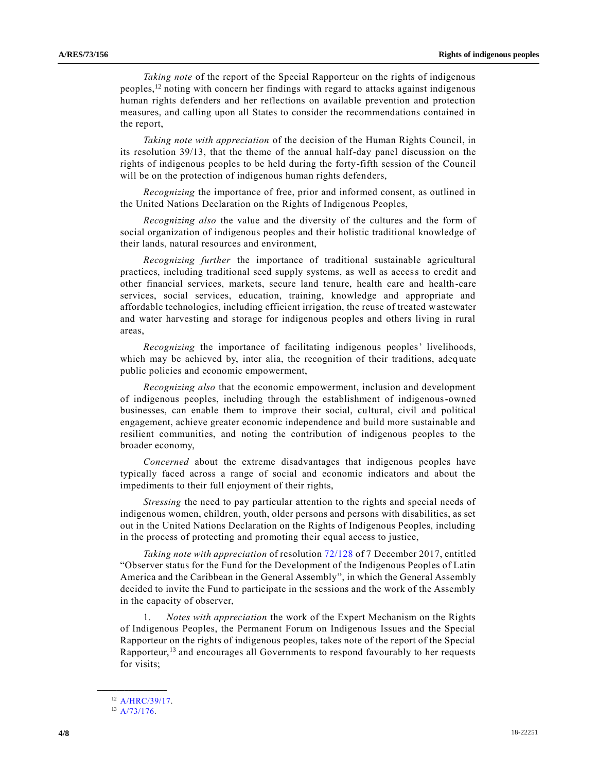*Taking note* of the report of the Special Rapporteur on the rights of indigenous peoples,[12] noting with concern her findings with regard to attacks against indigenous human rights defenders and her reflections on available prevention and protection measures, and calling upon all States to consider the recommendations contained in the report,

*Taking note with appreciation* of the decision of the Human Rights Council, in its resolution 39/13, that the theme of the annual half-day panel discussion on the rights of indigenous peoples to be held during the forty-fifth session of the Council will be on the protection of indigenous human rights defenders,

*Recognizing* the importance of free, prior and informed consent, as outlined in the United Nations Declaration on the Rights of Indigenous Peoples,

*Recognizing also* the value and the diversity of the cultures and the form of social organization of indigenous peoples and their holistic traditional knowledge of their lands, natural resources and environment,

*Recognizing further* the importance of traditional sustainable agricultural practices, including traditional seed supply systems, as well as access to credit and other financial services, markets, secure land tenure, health care and health-care services, social services, education, training, knowledge and appropriate and affordable technologies, including efficient irrigation, the reuse of treated wastewater and water harvesting and storage for indigenous peoples and others living in rural areas,

*Recognizing* the importance of facilitating indigenous peoples' livelihoods, which may be achieved by, inter alia, the recognition of their traditions, adequate public policies and economic empowerment,

*Recognizing also* that the economic empowerment, inclusion and development of indigenous peoples, including through the establishment of indigenous-owned businesses, can enable them to improve their social, cultural, civil and political engagement, achieve greater economic independence and build more sustainable and resilient communities, and noting the contribution of indigenous peoples to the broader economy,

*Concerned* about the extreme disadvantages that indigenous peoples have typically faced across a range of social and economic indicators and about the impediments to their full enjoyment of their rights,

*Stressing* the need to pay particular attention to the rights and special needs of indigenous women, children, youth, older persons and persons with disabilities, as set out in the United Nations Declaration on the Rights of Indigenous Peoples, including in the process of protecting and promoting their equal access to justice,

*Taking note with appreciation* of resolution 72/128 of 7 December 2017, entitled "Observer status for the Fund for the Development of the Indigenous Peoples of Latin America and the Caribbean in the General Assembly", in which the General Assembly decided to invite the Fund to participate in the sessions and the work of the Assembly in the capacity of observer,

1. *Notes with appreciation* the work of the Expert Mechanism on the Rights of Indigenous Peoples, the Permanent Forum on Indigenous Issues and the Special Rapporteur on the rights of indigenous peoples, takes note of the report of the Special Rapporteur,[13] and encourages all Governments to respond favourably to her requests for visits;

---

[12] A/HRC/39/17.

[13] A/73/176.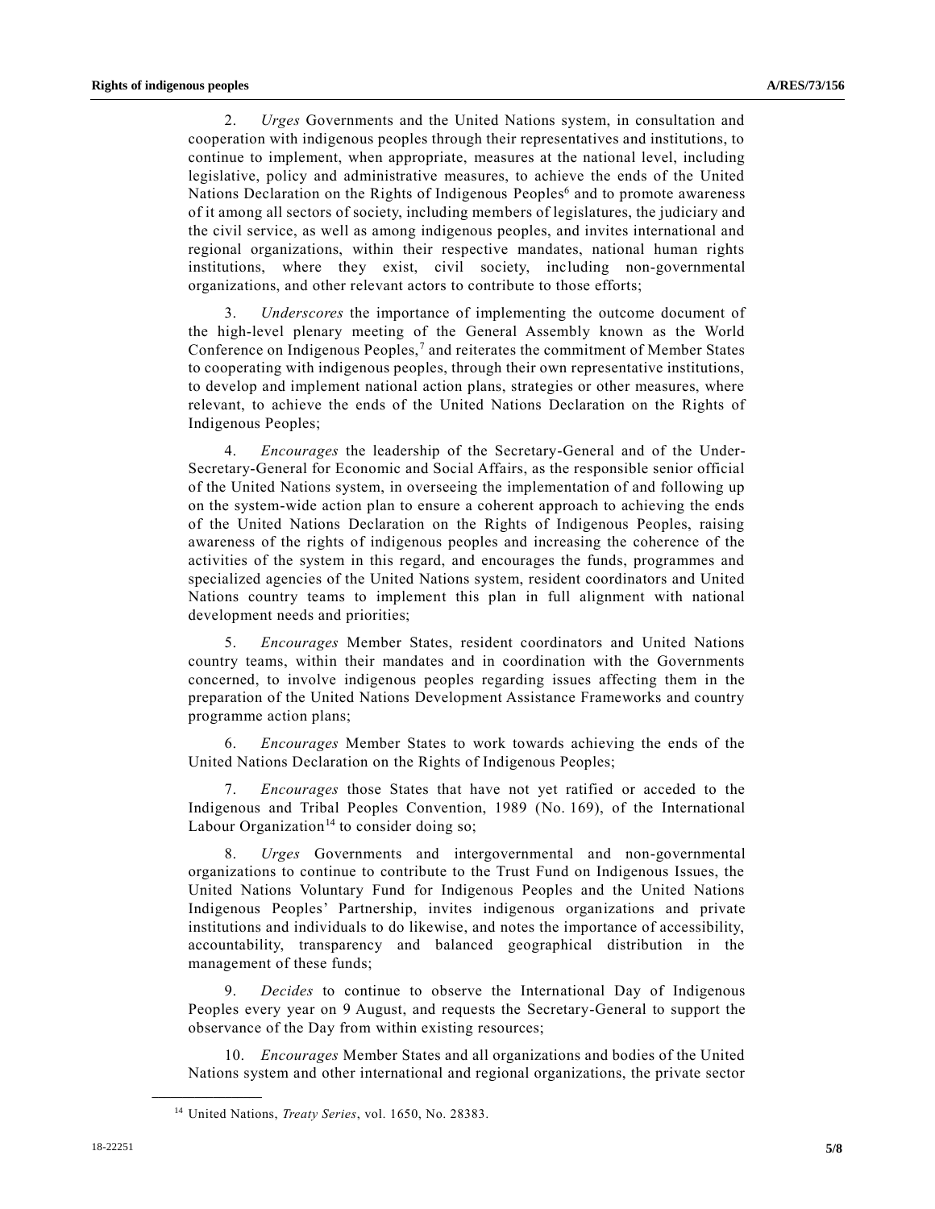2. *Urges* Governments and the United Nations system, in consultation and cooperation with indigenous peoples through their representatives and institutions, to continue to implement, when appropriate, measures at the national level, including legislative, policy and administrative measures, to achieve the ends of the United Nations Declaration on the Rights of Indigenous Peoples[6] and to promote awareness of it among all sectors of society, including members of legislatures, the judiciary and the civil service, as well as among indigenous peoples, and invites international and regional organizations, within their respective mandates, national human rights institutions, where they exist, civil society, including non-governmental organizations, and other relevant actors to contribute to those efforts;

3. *Underscores* the importance of implementing the outcome document of the high-level plenary meeting of the General Assembly known as the World Conference on Indigenous Peoples,[7] and reiterates the commitment of Member States to cooperating with indigenous peoples, through their own representative institutions, to develop and implement national action plans, strategies or other measures, where relevant, to achieve the ends of the United Nations Declaration on the Rights of Indigenous Peoples;

4. *Encourages* the leadership of the Secretary-General and of the Under-Secretary-General for Economic and Social Affairs, as the responsible senior official of the United Nations system, in overseeing the implementation of and following up on the system-wide action plan to ensure a coherent approach to achieving the ends of the United Nations Declaration on the Rights of Indigenous Peoples, raising awareness of the rights of indigenous peoples and increasing the coherence of the activities of the system in this regard, and encourages the funds, programmes and specialized agencies of the United Nations system, resident coordinators and United Nations country teams to implement this plan in full alignment with national development needs and priorities;

5. *Encourages* Member States, resident coordinators and United Nations country teams, within their mandates and in coordination with the Governments concerned, to involve indigenous peoples regarding issues affecting them in the preparation of the United Nations Development Assistance Frameworks and country programme action plans;

6. *Encourages* Member States to work towards achieving the ends of the United Nations Declaration on the Rights of Indigenous Peoples;

7. *Encourages* those States that have not yet ratified or acceded to the Indigenous and Tribal Peoples Convention, 1989 (No. 169), of the International Labour Organization[14] to consider doing so;

8. *Urges* Governments and intergovernmental and non-governmental organizations to continue to contribute to the Trust Fund on Indigenous Issues, the United Nations Voluntary Fund for Indigenous Peoples and the United Nations Indigenous Peoples' Partnership, invites indigenous organizations and private institutions and individuals to do likewise, and notes the importance of accessibility, accountability, transparency and balanced geographical distribution in the management of these funds;

9. *Decides* to continue to observe the International Day of Indigenous Peoples every year on 9 August, and requests the Secretary-General to support the observance of the Day from within existing resources;

10. *Encourages* Member States and all organizations and bodies of the United Nations system and other international and regional organizations, the private sector

---

[14] United Nations, *Treaty Series*, vol. 1650, No. 28383.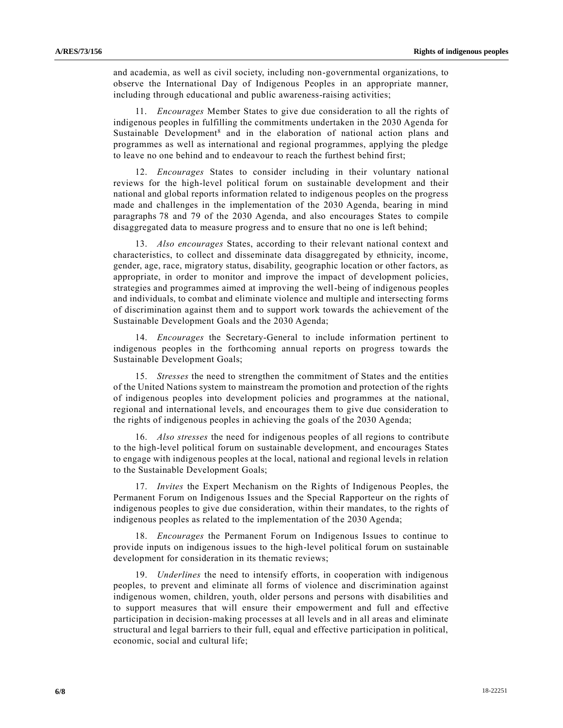and academia, as well as civil society, including non-governmental organizations, to observe the International Day of Indigenous Peoples in an appropriate manner, including through educational and public awareness-raising activities;

11. *Encourages* Member States to give due consideration to all the rights of indigenous peoples in fulfilling the commitments undertaken in the 2030 Agenda for Sustainable Development[8] and in the elaboration of national action plans and programmes as well as international and regional programmes, applying the pledge to leave no one behind and to endeavour to reach the furthest behind first;

12. *Encourages* States to consider including in their voluntary national reviews for the high-level political forum on sustainable development and their national and global reports information related to indigenous peoples on the progress made and challenges in the implementation of the 2030 Agenda, bearing in mind paragraphs 78 and 79 of the 2030 Agenda, and also encourages States to compile disaggregated data to measure progress and to ensure that no one is left behind;

13. *Also encourages* States, according to their relevant national context and characteristics, to collect and disseminate data disaggregated by ethnicity, income, gender, age, race, migratory status, disability, geographic location or other factors, as appropriate, in order to monitor and improve the impact of development policies, strategies and programmes aimed at improving the well-being of indigenous peoples and individuals, to combat and eliminate violence and multiple and intersecting forms of discrimination against them and to support work towards the achievement of the Sustainable Development Goals and the 2030 Agenda;

14. *Encourages* the Secretary-General to include information pertinent to indigenous peoples in the forthcoming annual reports on progress towards the Sustainable Development Goals;

15. *Stresses* the need to strengthen the commitment of States and the entities of the United Nations system to mainstream the promotion and protection of the rights of indigenous peoples into development policies and programmes at the national, regional and international levels, and encourages them to give due consideration to the rights of indigenous peoples in achieving the goals of the 2030 Agenda;

16. *Also stresses* the need for indigenous peoples of all regions to contribute to the high-level political forum on sustainable development, and encourages States to engage with indigenous peoples at the local, national and regional levels in relation to the Sustainable Development Goals;

17. *Invites* the Expert Mechanism on the Rights of Indigenous Peoples, the Permanent Forum on Indigenous Issues and the Special Rapporteur on the rights of indigenous peoples to give due consideration, within their mandates, to the rights of indigenous peoples as related to the implementation of the 2030 Agenda;

18. *Encourages* the Permanent Forum on Indigenous Issues to continue to provide inputs on indigenous issues to the high-level political forum on sustainable development for consideration in its thematic reviews;

19. *Underlines* the need to intensify efforts, in cooperation with indigenous peoples, to prevent and eliminate all forms of violence and discrimination against indigenous women, children, youth, older persons and persons with disabilities and to support measures that will ensure their empowerment and full and effective participation in decision-making processes at all levels and in all areas and eliminate structural and legal barriers to their full, equal and effective participation in political, economic, social and cultural life;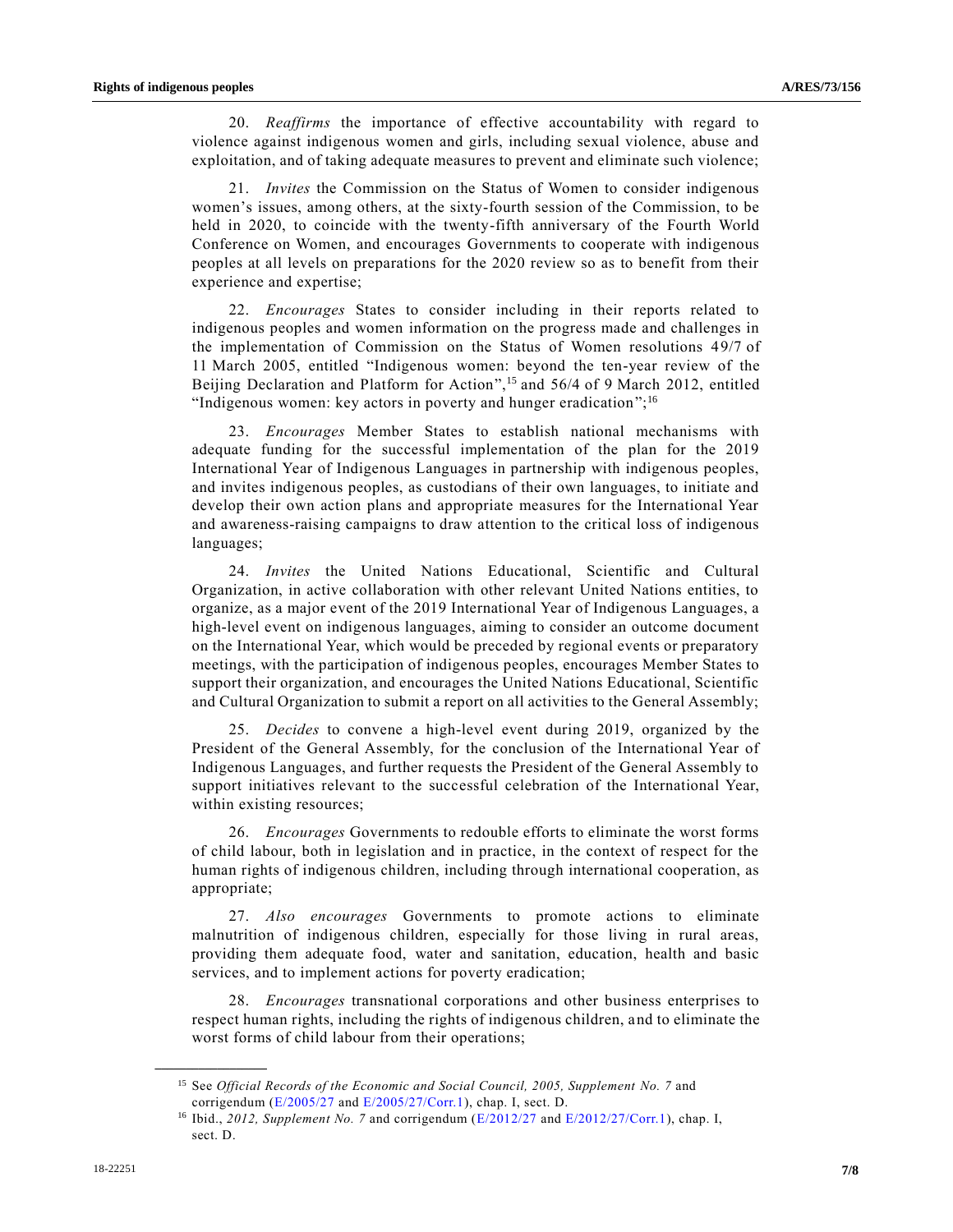20. *Reaffirms* the importance of effective accountability with regard to violence against indigenous women and girls, including sexual violence, abuse and exploitation, and of taking adequate measures to prevent and eliminate such violence;

21. *Invites* the Commission on the Status of Women to consider indigenous women's issues, among others, at the sixty-fourth session of the Commission, to be held in 2020, to coincide with the twenty-fifth anniversary of the Fourth World Conference on Women, and encourages Governments to cooperate with indigenous peoples at all levels on preparations for the 2020 review so as to benefit from their experience and expertise;

22. *Encourages* States to consider including in their reports related to indigenous peoples and women information on the progress made and challenges in the implementation of Commission on the Status of Women resolutions 49/7 of 11 March 2005, entitled "Indigenous women: beyond the ten-year review of the Beijing Declaration and Platform for Action",[15] and 56/4 of 9 March 2012, entitled "Indigenous women: key actors in poverty and hunger eradication";[16]

23. *Encourages* Member States to establish national mechanisms with adequate funding for the successful implementation of the plan for the 2019 International Year of Indigenous Languages in partnership with indigenous peoples, and invites indigenous peoples, as custodians of their own languages, to initiate and develop their own action plans and appropriate measures for the International Year and awareness-raising campaigns to draw attention to the critical loss of indigenous languages;

24. *Invites* the United Nations Educational, Scientific and Cultural Organization, in active collaboration with other relevant United Nations entities, to organize, as a major event of the 2019 International Year of Indigenous Languages, a high-level event on indigenous languages, aiming to consider an outcome document on the International Year, which would be preceded by regional events or preparatory meetings, with the participation of indigenous peoples, encourages Member States to support their organization, and encourages the United Nations Educational, Scientific and Cultural Organization to submit a report on all activities to the General Assembly;

25. *Decides* to convene a high-level event during 2019, organized by the President of the General Assembly, for the conclusion of the International Year of Indigenous Languages, and further requests the President of the General Assembly to support initiatives relevant to the successful celebration of the International Year, within existing resources;

26. *Encourages* Governments to redouble efforts to eliminate the worst forms of child labour, both in legislation and in practice, in the context of respect for the human rights of indigenous children, including through international cooperation, as appropriate;

27. *Also encourages* Governments to promote actions to eliminate malnutrition of indigenous children, especially for those living in rural areas, providing them adequate food, water and sanitation, education, health and basic services, and to implement actions for poverty eradication;

28. *Encourages* transnational corporations and other business enterprises to respect human rights, including the rights of indigenous children, and to eliminate the worst forms of child labour from their operations;

---

[15] See *Official Records of the Economic and Social Council, 2005, Supplement No. 7* and corrigendum (E/2005/27 and E/2005/27/Corr.1), chap. I, sect. D.

[16] Ibid., *2012, Supplement No. 7* and corrigendum (E/2012/27 and E/2012/27/Corr.1), chap. I, sect. D.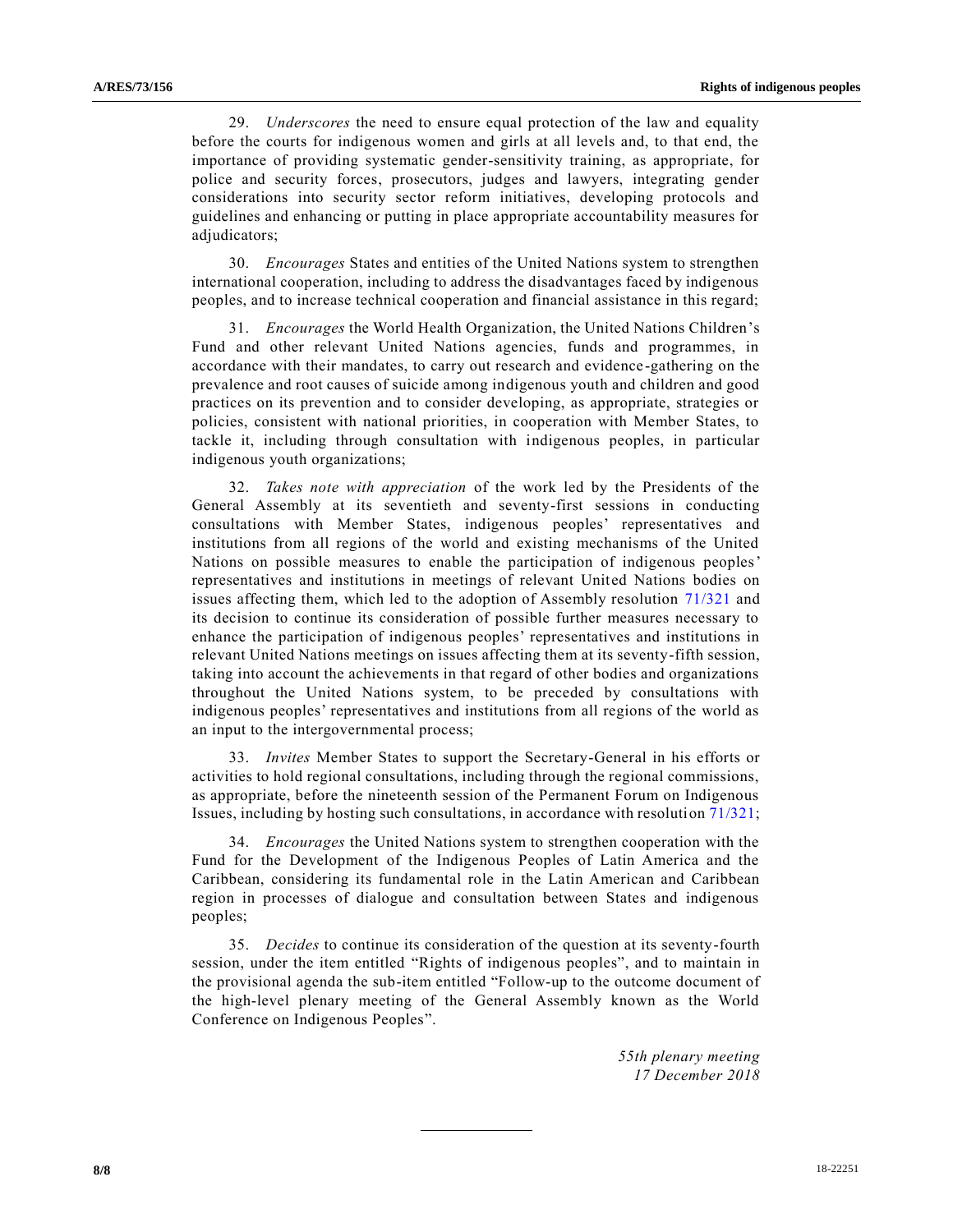29. *Underscores* the need to ensure equal protection of the law and equality before the courts for indigenous women and girls at all levels and, to that end, the importance of providing systematic gender-sensitivity training, as appropriate, for police and security forces, prosecutors, judges and lawyers, integrating gender considerations into security sector reform initiatives, developing protocols and guidelines and enhancing or putting in place appropriate accountability measures for adjudicators;

30. *Encourages* States and entities of the United Nations system to strengthen international cooperation, including to address the disadvantages faced by indigenous peoples, and to increase technical cooperation and financial assistance in this regard;

31. *Encourages* the World Health Organization, the United Nations Children's Fund and other relevant United Nations agencies, funds and programmes, in accordance with their mandates, to carry out research and evidence-gathering on the prevalence and root causes of suicide among indigenous youth and children and good practices on its prevention and to consider developing, as appropriate, strategies or policies, consistent with national priorities, in cooperation with Member States, to tackle it, including through consultation with indigenous peoples, in particular indigenous youth organizations;

32. *Takes note with appreciation* of the work led by the Presidents of the General Assembly at its seventieth and seventy-first sessions in conducting consultations with Member States, indigenous peoples' representatives and institutions from all regions of the world and existing mechanisms of the United Nations on possible measures to enable the participation of indigenous peoples' representatives and institutions in meetings of relevant United Nations bodies on issues affecting them, which led to the adoption of Assembly resolution 71/321 and its decision to continue its consideration of possible further measures necessary to enhance the participation of indigenous peoples' representatives and institutions in relevant United Nations meetings on issues affecting them at its seventy-fifth session, taking into account the achievements in that regard of other bodies and organizations throughout the United Nations system, to be preceded by consultations with indigenous peoples' representatives and institutions from all regions of the world as an input to the intergovernmental process;

33. *Invites* Member States to support the Secretary-General in his efforts or activities to hold regional consultations, including through the regional commissions, as appropriate, before the nineteenth session of the Permanent Forum on Indigenous Issues, including by hosting such consultations, in accordance with resolution 71/321;

34. *Encourages* the United Nations system to strengthen cooperation with the Fund for the Development of the Indigenous Peoples of Latin America and the Caribbean, considering its fundamental role in the Latin American and Caribbean region in processes of dialogue and consultation between States and indigenous peoples;

35. *Decides* to continue its consideration of the question at its seventy-fourth session, under the item entitled "Rights of indigenous peoples", and to maintain in the provisional agenda the sub-item entitled "Follow-up to the outcome document of the high-level plenary meeting of the General Assembly known as the World Conference on Indigenous Peoples".

*55th plenary meeting*
*17 December 2018*